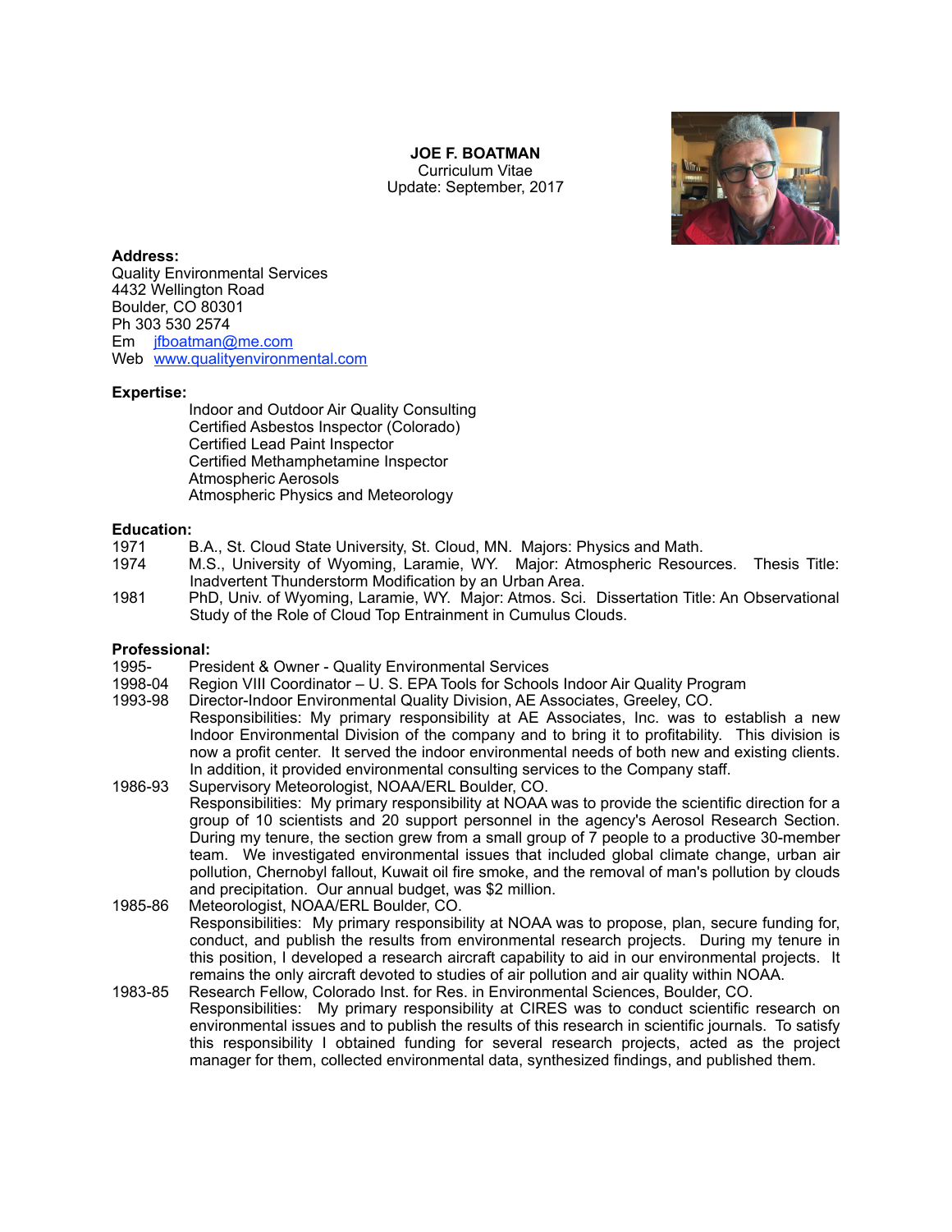# JOE F. BOATMAN

Curriculum Vitae

Update: September, 2017

**Address:**

Quality Environmental Services
4432 Wellington Road
Boulder, CO 80301
Ph 303 530 2574
Em jfboatman@me.com
Web www.qualityenvironmental.com

**Expertise:**

Indoor and Outdoor Air Quality Consulting
Certified Asbestos Inspector (Colorado)
Certified Lead Paint Inspector
Certified Methamphetamine Inspector
Atmospheric Aerosols
Atmospheric Physics and Meteorology

**Education:**

1971 B.A., St. Cloud State University, St. Cloud, MN. Majors: Physics and Math.

1974 M.S., University of Wyoming, Laramie, WY. Major: Atmospheric Resources. Thesis Title: Inadvertent Thunderstorm Modification by an Urban Area.

1981 PhD, Univ. of Wyoming, Laramie, WY. Major: Atmos. Sci. Dissertation Title: An Observational Study of the Role of Cloud Top Entrainment in Cumulus Clouds.

**Professional:**

1995- President & Owner - Quality Environmental Services

1998-04 Region VIII Coordinator – U. S. EPA Tools for Schools Indoor Air Quality Program

1993-98 Director-Indoor Environmental Quality Division, AE Associates, Greeley, CO.
Responsibilities: My primary responsibility at AE Associates, Inc. was to establish a new Indoor Environmental Division of the company and to bring it to profitability. This division is now a profit center. It served the indoor environmental needs of both new and existing clients. In addition, it provided environmental consulting services to the Company staff.

1986-93 Supervisory Meteorologist, NOAA/ERL Boulder, CO.
Responsibilities: My primary responsibility at NOAA was to provide the scientific direction for a group of 10 scientists and 20 support personnel in the agency's Aerosol Research Section. During my tenure, the section grew from a small group of 7 people to a productive 30-member team. We investigated environmental issues that included global climate change, urban air pollution, Chernobyl fallout, Kuwait oil fire smoke, and the removal of man's pollution by clouds and precipitation. Our annual budget, was $2 million.

1985-86 Meteorologist, NOAA/ERL Boulder, CO.
Responsibilities: My primary responsibility at NOAA was to propose, plan, secure funding for, conduct, and publish the results from environmental research projects. During my tenure in this position, I developed a research aircraft capability to aid in our environmental projects. It remains the only aircraft devoted to studies of air pollution and air quality within NOAA.

1983-85 Research Fellow, Colorado Inst. for Res. in Environmental Sciences, Boulder, CO.
Responsibilities: My primary responsibility at CIRES was to conduct scientific research on environmental issues and to publish the results of this research in scientific journals. To satisfy this responsibility I obtained funding for several research projects, acted as the project manager for them, collected environmental data, synthesized findings, and published them.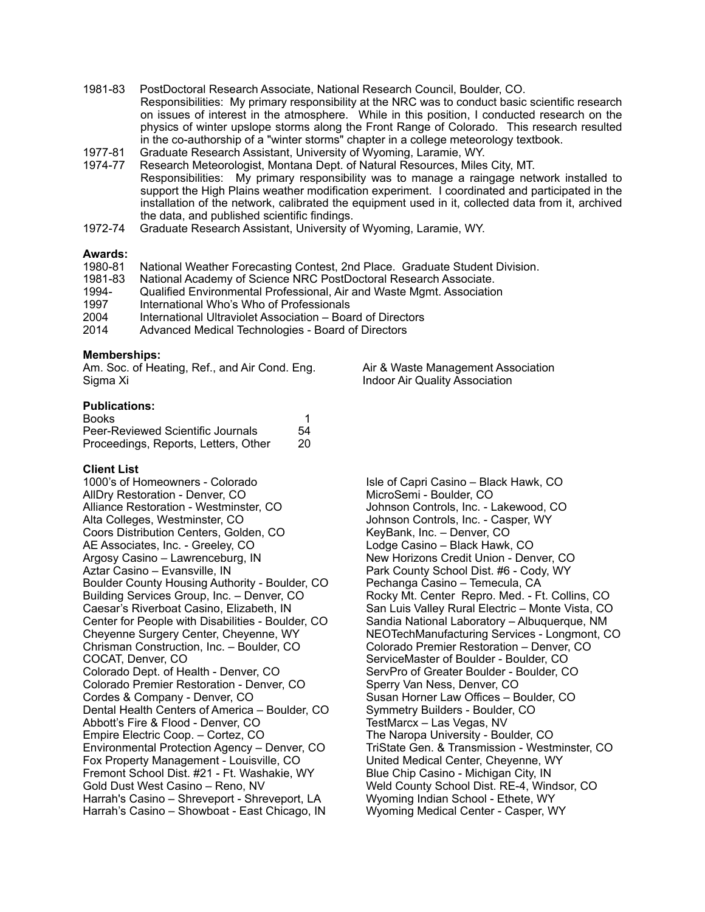1981-83 PostDoctoral Research Associate, National Research Council, Boulder, CO.
Responsibilities: My primary responsibility at the NRC was to conduct basic scientific research on issues of interest in the atmosphere. While in this position, I conducted research on the physics of winter upslope storms along the Front Range of Colorado. This research resulted in the co-authorship of a "winter storms" chapter in a college meteorology textbook.

1977-81 Graduate Research Assistant, University of Wyoming, Laramie, WY.

1974-77 Research Meteorologist, Montana Dept. of Natural Resources, Miles City, MT.
Responsibilities: My primary responsibility was to manage a raingage network installed to support the High Plains weather modification experiment. I coordinated and participated in the installation of the network, calibrated the equipment used in it, collected data from it, archived the data, and published scientific findings.

1972-74 Graduate Research Assistant, University of Wyoming, Laramie, WY.

**Awards:**

1980-81 National Weather Forecasting Contest, 2nd Place. Graduate Student Division.
1981-83 National Academy of Science NRC PostDoctoral Research Associate.
1994- Qualified Environmental Professional, Air and Waste Mgmt. Association
1997 International Who's Who of Professionals
2004 International Ultraviolet Association – Board of Directors
2014 Advanced Medical Technologies - Board of Directors

**Memberships:**

Am. Soc. of Heating, Ref., and Air Cond. Eng.
Sigma Xi
Air & Waste Management Association
Indoor Air Quality Association

**Publications:**

| | |
|---|---|
| Books | 1 |
| Peer-Reviewed Scientific Journals | 54 |
| Proceedings, Reports, Letters, Other | 20 |

**Client List**

1000's of Homeowners - Colorado
AllDry Restoration - Denver, CO
Alliance Restoration - Westminster, CO
Alta Colleges, Westminster, CO
Coors Distribution Centers, Golden, CO
AE Associates, Inc. - Greeley, CO
Argosy Casino – Lawrenceburg, IN
Aztar Casino – Evansville, IN
Boulder County Housing Authority - Boulder, CO
Building Services Group, Inc. – Denver, CO
Caesar's Riverboat Casino, Elizabeth, IN
Center for People with Disabilities - Boulder, CO
Cheyenne Surgery Center, Cheyenne, WY
Chrisman Construction, Inc. – Boulder, CO
COCAT, Denver, CO
Colorado Dept. of Health - Denver, CO
Colorado Premier Restoration - Denver, CO
Cordes & Company - Denver, CO
Dental Health Centers of America – Boulder, CO
Abbott's Fire & Flood - Denver, CO
Empire Electric Coop. – Cortez, CO
Environmental Protection Agency – Denver, CO
Fox Property Management - Louisville, CO
Fremont School Dist. #21 - Ft. Washakie, WY
Gold Dust West Casino – Reno, NV
Harrah's Casino – Shreveport - Shreveport, LA
Harrah's Casino – Showboat - East Chicago, IN
Isle of Capri Casino – Black Hawk, CO
MicroSemi - Boulder, CO
Johnson Controls, Inc. - Lakewood, CO
Johnson Controls, Inc. - Casper, WY
KeyBank, Inc. – Denver, CO
Lodge Casino – Black Hawk, CO
New Horizons Credit Union - Denver, CO
Park County School Dist. #6 - Cody, WY
Pechanga Casino – Temecula, CA
Rocky Mt. Center Repro. Med. - Ft. Collins, CO
San Luis Valley Rural Electric – Monte Vista, CO
Sandia National Laboratory – Albuquerque, NM
NEOTechManufacturing Services - Longmont, CO
Colorado Premier Restoration – Denver, CO
ServiceMaster of Boulder - Boulder, CO
ServPro of Greater Boulder - Boulder, CO
Sperry Van Ness, Denver, CO
Susan Horner Law Offices – Boulder, CO
Symmetry Builders - Boulder, CO
TestMarcx – Las Vegas, NV
The Naropa University - Boulder, CO
TriState Gen. & Transmission - Westminster, CO
United Medical Center, Cheyenne, WY
Blue Chip Casino - Michigan City, IN
Weld County School Dist. RE-4, Windsor, CO
Wyoming Indian School - Ethete, WY
Wyoming Medical Center - Casper, WY